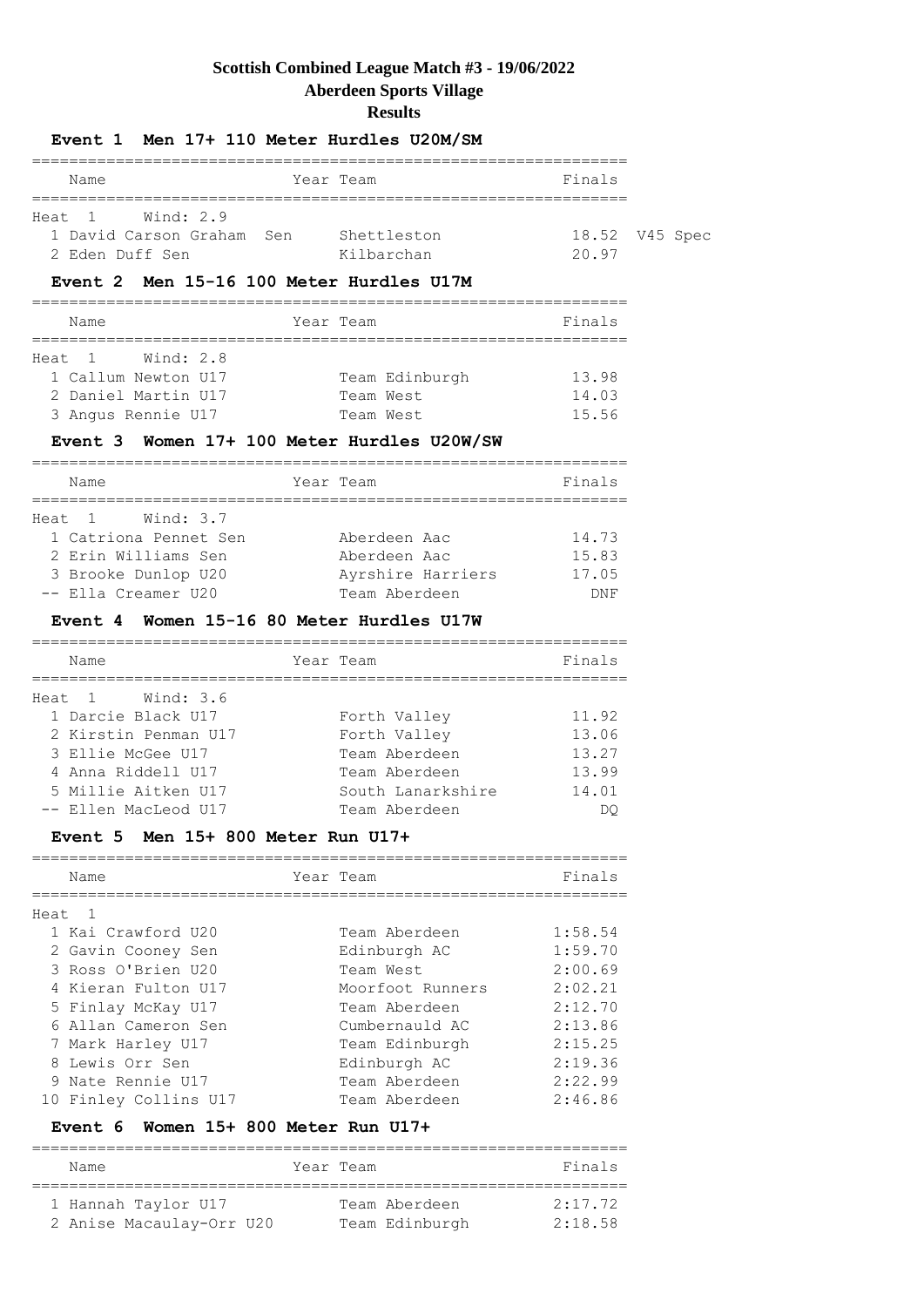# Scottish Combined League Match #3 - 19/06/2022

## Aberdeen Sports Village

## Results

### Event 1 Men 17+ 110 Meter Hurdles U20M/SM

Heat 1 Wind: 2.9

| | Name | Year | Team | Finals | |
|---|---|---|---|---|---|
| 1 | David Carson Graham | Sen | Shettleston | 18.52 | V45 Spec |
| 2 | Eden Duff | Sen | Kilbarchan | 20.97 | |

### Event 2 Men 15-16 100 Meter Hurdles U17M

Heat 1 Wind: 2.8

| | Name | Year | Team | Finals |
|---|---|---|---|---|
| 1 | Callum Newton | U17 | Team Edinburgh | 13.98 |
| 2 | Daniel Martin | U17 | Team West | 14.03 |
| 3 | Angus Rennie | U17 | Team West | 15.56 |

### Event 3 Women 17+ 100 Meter Hurdles U20W/SW

Heat 1 Wind: 3.7

| | Name | Year | Team | Finals |
|---|---|---|---|---|
| 1 | Catriona Pennet | Sen | Aberdeen Aac | 14.73 |
| 2 | Erin Williams | Sen | Aberdeen Aac | 15.83 |
| 3 | Brooke Dunlop | U20 | Ayrshire Harriers | 17.05 |
| -- | Ella Creamer | U20 | Team Aberdeen | DNF |

### Event 4 Women 15-16 80 Meter Hurdles U17W

Heat 1 Wind: 3.6

| | Name | Year | Team | Finals |
|---|---|---|---|---|
| 1 | Darcie Black | U17 | Forth Valley | 11.92 |
| 2 | Kirstin Penman | U17 | Forth Valley | 13.06 |
| 3 | Ellie McGee | U17 | Team Aberdeen | 13.27 |
| 4 | Anna Riddell | U17 | Team Aberdeen | 13.99 |
| 5 | Millie Aitken | U17 | South Lanarkshire | 14.01 |
| -- | Ellen MacLeod | U17 | Team Aberdeen | DQ |

### Event 5 Men 15+ 800 Meter Run U17+

Heat 1

| | Name | Year | Team | Finals |
|---|---|---|---|---|
| 1 | Kai Crawford | U20 | Team Aberdeen | 1:58.54 |
| 2 | Gavin Cooney | Sen | Edinburgh AC | 1:59.70 |
| 3 | Ross O'Brien | U20 | Team West | 2:00.69 |
| 4 | Kieran Fulton | U17 | Moorfoot Runners | 2:02.21 |
| 5 | Finlay McKay | U17 | Team Aberdeen | 2:12.70 |
| 6 | Allan Cameron | Sen | Cumbernauld AC | 2:13.86 |
| 7 | Mark Harley | U17 | Team Edinburgh | 2:15.25 |
| 8 | Lewis Orr | Sen | Edinburgh AC | 2:19.36 |
| 9 | Nate Rennie | U17 | Team Aberdeen | 2:22.99 |
| 10 | Finley Collins | U17 | Team Aberdeen | 2:46.86 |

### Event 6 Women 15+ 800 Meter Run U17+

| | Name | Year | Team | Finals |
|---|---|---|---|---|
| 1 | Hannah Taylor | U17 | Team Aberdeen | 2:17.72 |
| 2 | Anise Macaulay-Orr | U20 | Team Edinburgh | 2:18.58 |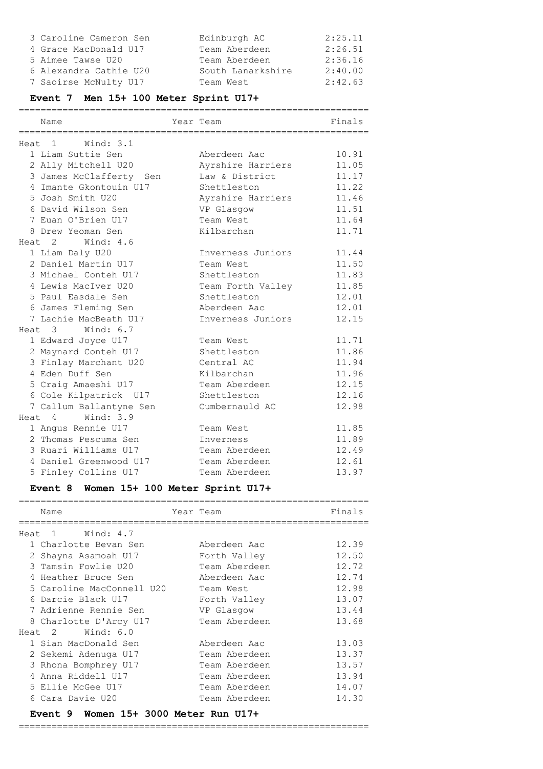| Name | Team | Finals |
|---|---|---|
| 3 Caroline Cameron Sen | Edinburgh AC | 2:25.11 |
| 4 Grace MacDonald U17 | Team Aberdeen | 2:26.51 |
| 5 Aimee Tawse U20 | Team Aberdeen | 2:36.16 |
| 6 Alexandra Cathie U20 | South Lanarkshire | 2:40.00 |
| 7 Saoirse McNulty U17 | Team West | 2:42.63 |

### Event 7 Men 15+ 100 Meter Sprint U17+

| Name | Year Team | Finals |
|---|---|---|
| **Heat 1 Wind: 3.1** | | |
| 1 Liam Suttie Sen | Aberdeen Aac | 10.91 |
| 2 Ally Mitchell U20 | Ayrshire Harriers | 11.05 |
| 3 James McClafferty Sen | Law & District | 11.17 |
| 4 Imante Gkontouin U17 | Shettleston | 11.22 |
| 5 Josh Smith U20 | Ayrshire Harriers | 11.46 |
| 6 David Wilson Sen | VP Glasgow | 11.51 |
| 7 Euan O'Brien U17 | Team West | 11.64 |
| 8 Drew Yeoman Sen | Kilbarchan | 11.71 |
| **Heat 2 Wind: 4.6** | | |
| 1 Liam Daly U20 | Inverness Juniors | 11.44 |
| 2 Daniel Martin U17 | Team West | 11.50 |
| 3 Michael Conteh U17 | Shettleston | 11.83 |
| 4 Lewis MacIver U20 | Team Forth Valley | 11.85 |
| 5 Paul Easdale Sen | Shettleston | 12.01 |
| 6 James Fleming Sen | Aberdeen Aac | 12.01 |
| 7 Lachie MacBeath U17 | Inverness Juniors | 12.15 |
| **Heat 3 Wind: 6.7** | | |
| 1 Edward Joyce U17 | Team West | 11.71 |
| 2 Maynard Conteh U17 | Shettleston | 11.86 |
| 3 Finlay Marchant U20 | Central AC | 11.94 |
| 4 Eden Duff Sen | Kilbarchan | 11.96 |
| 5 Craig Amaeshi U17 | Team Aberdeen | 12.15 |
| 6 Cole Kilpatrick U17 | Shettleston | 12.16 |
| 7 Callum Ballantyne Sen | Cumbernauld AC | 12.98 |
| **Heat 4 Wind: 3.9** | | |
| 1 Angus Rennie U17 | Team West | 11.85 |
| 2 Thomas Pescuma Sen | Inverness | 11.89 |
| 3 Ruari Williams U17 | Team Aberdeen | 12.49 |
| 4 Daniel Greenwood U17 | Team Aberdeen | 12.61 |
| 5 Finley Collins U17 | Team Aberdeen | 13.97 |

### Event 8 Women 15+ 100 Meter Sprint U17+

| Name | Year Team | Finals |
|---|---|---|
| **Heat 1 Wind: 4.7** | | |
| 1 Charlotte Bevan Sen | Aberdeen Aac | 12.39 |
| 2 Shayna Asamoah U17 | Forth Valley | 12.50 |
| 3 Tamsin Fowlie U20 | Team Aberdeen | 12.72 |
| 4 Heather Bruce Sen | Aberdeen Aac | 12.74 |
| 5 Caroline MacConnell U20 | Team West | 12.98 |
| 6 Darcie Black U17 | Forth Valley | 13.07 |
| 7 Adrienne Rennie Sen | VP Glasgow | 13.44 |
| 8 Charlotte D'Arcy U17 | Team Aberdeen | 13.68 |
| **Heat 2 Wind: 6.0** | | |
| 1 Sian MacDonald Sen | Aberdeen Aac | 13.03 |
| 2 Sekemi Adenuga U17 | Team Aberdeen | 13.37 |
| 3 Rhona Bomphrey U17 | Team Aberdeen | 13.57 |
| 4 Anna Riddell U17 | Team Aberdeen | 13.94 |
| 5 Ellie McGee U17 | Team Aberdeen | 14.07 |
| 6 Cara Davie U20 | Team Aberdeen | 14.30 |

### Event 9 Women 15+ 3000 Meter Run U17+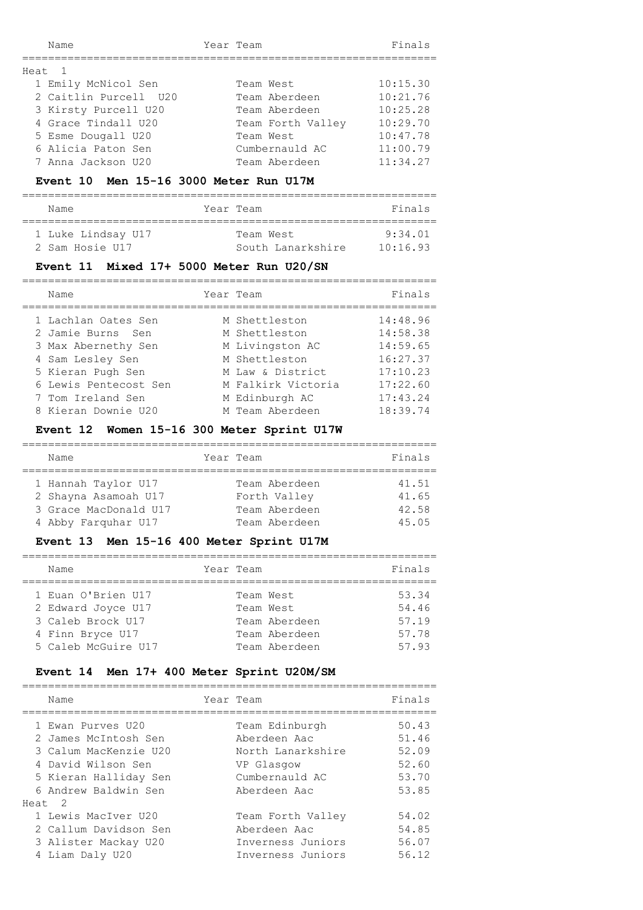| Name | Year | Team | Finals |
|---|---|---|---|
| **Heat 1** | | | |
| 1 Emily McNicol Sen | | Team West | 10:15.30 |
| 2 Caitlin Purcell U20 | | Team Aberdeen | 10:21.76 |
| 3 Kirsty Purcell U20 | | Team Aberdeen | 10:25.28 |
| 4 Grace Tindall U20 | | Team Forth Valley | 10:29.70 |
| 5 Esme Dougall U20 | | Team West | 10:47.78 |
| 6 Alicia Paton Sen | | Cumbernauld AC | 11:00.79 |
| 7 Anna Jackson U20 | | Team Aberdeen | 11:34.27 |

### Event 10 Men 15-16 3000 Meter Run U17M

| Name | Year | Team | Finals |
|---|---|---|---|
| 1 Luke Lindsay U17 | | Team West | 9:34.01 |
| 2 Sam Hosie U17 | | South Lanarkshire | 10:16.93 |

### Event 11 Mixed 17+ 5000 Meter Run U20/SN

| Name | Year | Team | Finals |
|---|---|---|---|
| 1 Lachlan Oates Sen | M | Shettleston | 14:48.96 |
| 2 Jamie Burns Sen | M | Shettleston | 14:58.38 |
| 3 Max Abernethy Sen | M | Livingston AC | 14:59.65 |
| 4 Sam Lesley Sen | M | Shettleston | 16:27.37 |
| 5 Kieran Pugh Sen | M | Law & District | 17:10.23 |
| 6 Lewis Pentecost Sen | M | Falkirk Victoria | 17:22.60 |
| 7 Tom Ireland Sen | M | Edinburgh AC | 17:43.24 |
| 8 Kieran Downie U20 | M | Team Aberdeen | 18:39.74 |

### Event 12 Women 15-16 300 Meter Sprint U17W

| Name | Year | Team | Finals |
|---|---|---|---|
| 1 Hannah Taylor U17 | | Team Aberdeen | 41.51 |
| 2 Shayna Asamoah U17 | | Forth Valley | 41.65 |
| 3 Grace MacDonald U17 | | Team Aberdeen | 42.58 |
| 4 Abby Farquhar U17 | | Team Aberdeen | 45.05 |

### Event 13 Men 15-16 400 Meter Sprint U17M

| Name | Year | Team | Finals |
|---|---|---|---|
| 1 Euan O'Brien U17 | | Team West | 53.34 |
| 2 Edward Joyce U17 | | Team West | 54.46 |
| 3 Caleb Brock U17 | | Team Aberdeen | 57.19 |
| 4 Finn Bryce U17 | | Team Aberdeen | 57.78 |
| 5 Caleb McGuire U17 | | Team Aberdeen | 57.93 |

### Event 14 Men 17+ 400 Meter Sprint U20M/SM

| Name | Year | Team | Finals |
|---|---|---|---|
| 1 Ewan Purves U20 | | Team Edinburgh | 50.43 |
| 2 James McIntosh Sen | | Aberdeen Aac | 51.46 |
| 3 Calum MacKenzie U20 | | North Lanarkshire | 52.09 |
| 4 David Wilson Sen | | VP Glasgow | 52.60 |
| 5 Kieran Halliday Sen | | Cumbernauld AC | 53.70 |
| 6 Andrew Baldwin Sen | | Aberdeen Aac | 53.85 |
| **Heat 2** | | | |
| 1 Lewis MacIver U20 | | Team Forth Valley | 54.02 |
| 2 Callum Davidson Sen | | Aberdeen Aac | 54.85 |
| 3 Alister Mackay U20 | | Inverness Juniors | 56.07 |
| 4 Liam Daly U20 | | Inverness Juniors | 56.12 |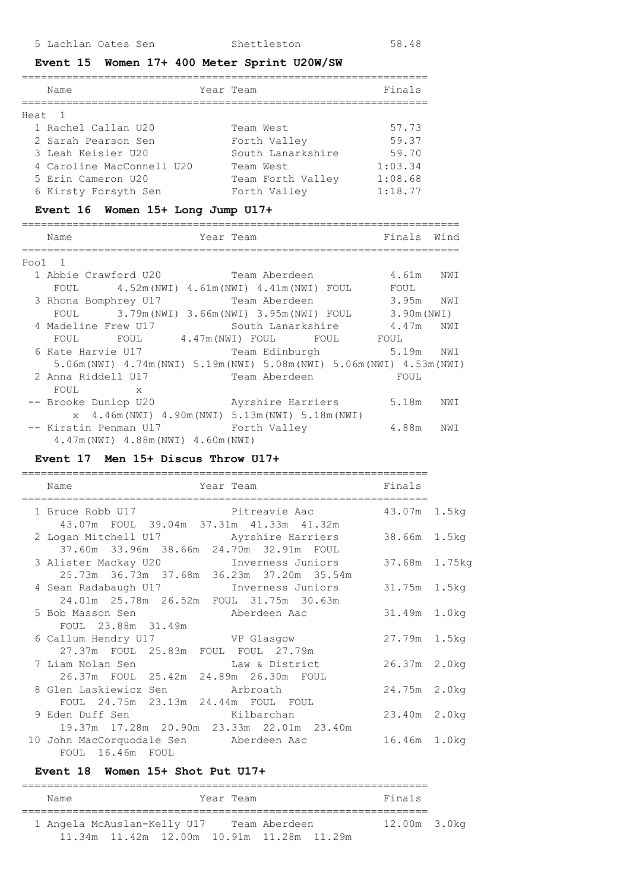5 Lachlan Oates Sen Shettleston 58.48

### Event 15 Women 17+ 400 Meter Sprint U20W/SW

| Name | Year Team | Finals |
|---|---|---|
| **Heat 1** | | |
| 1 Rachel Callan U20 | Team West | 57.73 |
| 2 Sarah Pearson Sen | Forth Valley | 59.37 |
| 3 Leah Keisler U20 | South Lanarkshire | 59.70 |
| 4 Caroline MacConnell U20 | Team West | 1:03.34 |
| 5 Erin Cameron U20 | Team Forth Valley | 1:08.68 |
| 6 Kirsty Forsyth Sen | Forth Valley | 1:18.77 |

### Event 16 Women 15+ Long Jump U17+

| Name | Year Team | Finals | Wind |
|---|---|---|---|
| **Pool 1** | | | |
| 1 Abbie Crawford U20 | Team Aberdeen | 4.61m | NWI |
| FOUL 4.52m(NWI) 4.61m(NWI) 4.41m(NWI) FOUL FOUL | | | |
| 3 Rhona Bomphrey U17 | Team Aberdeen | 3.95m | NWI |
| FOUL 3.79m(NWI) 3.66m(NWI) 3.95m(NWI) FOUL 3.90m(NWI) | | | |
| 4 Madeline Frew U17 | South Lanarkshire | 4.47m | NWI |
| FOUL FOUL 4.47m(NWI) FOUL FOUL FOUL | | | |
| 6 Kate Harvie U17 | Team Edinburgh | 5.19m | NWI |
| 5.06m(NWI) 4.74m(NWI) 5.19m(NWI) 5.08m(NWI) 5.06m(NWI) 4.53m(NWI) | | | |
| 2 Anna Riddell U17 | Team Aberdeen | FOUL | |
| FOUL x | | | |
| -- Brooke Dunlop U20 | Ayrshire Harriers | 5.18m | NWI |
| x 4.46m(NWI) 4.90m(NWI) 5.13m(NWI) 5.18m(NWI) | | | |
| -- Kirstin Penman U17 | Forth Valley | 4.88m | NWI |
| 4.47m(NWI) 4.88m(NWI) 4.60m(NWI) | | | |

### Event 17 Men 15+ Discus Throw U17+

| Name | Year Team | Finals | |
|---|---|---|---|
| 1 Bruce Robb U17 | Pitreavie Aac | 43.07m | 1.5kg |
| 43.07m FOUL 39.04m 37.31m 41.33m 41.32m | | | |
| 2 Logan Mitchell U17 | Ayrshire Harriers | 38.66m | 1.5kg |
| 37.60m 33.96m 38.66m 24.70m 32.91m FOUL | | | |
| 3 Alister Mackay U20 | Inverness Juniors | 37.68m | 1.75kg |
| 25.73m 36.73m 37.68m 36.23m 37.20m 35.54m | | | |
| 4 Sean Radabaugh U17 | Inverness Juniors | 31.75m | 1.5kg |
| 24.01m 25.78m 26.52m FOUL 31.75m 30.63m | | | |
| 5 Bob Masson Sen | Aberdeen Aac | 31.49m | 1.0kg |
| FOUL 23.88m 31.49m | | | |
| 6 Callum Hendry U17 | VP Glasgow | 27.79m | 1.5kg |
| 27.37m FOUL 25.83m FOUL FOUL 27.79m | | | |
| 7 Liam Nolan Sen | Law & District | 26.37m | 2.0kg |
| 26.37m FOUL 25.42m 24.89m 26.30m FOUL | | | |
| 8 Glen Laskiewicz Sen | Arbroath | 24.75m | 2.0kg |
| FOUL 24.75m 23.13m 24.44m FOUL FOUL | | | |
| 9 Eden Duff Sen | Kilbarchan | 23.40m | 2.0kg |
| 19.37m 17.28m 20.90m 23.33m 22.01m 23.40m | | | |
| 10 John MacCorquodale Sen | Aberdeen Aac | 16.46m | 1.0kg |
| FOUL 16.46m FOUL | | | |

### Event 18 Women 15+ Shot Put U17+

| Name | Year Team | Finals | |
|---|---|---|---|
| 1 Angela McAuslan-Kelly U17 | Team Aberdeen | 12.00m | 3.0kg |
| 11.34m 11.42m 12.00m 10.91m 11.28m 11.29m | | | |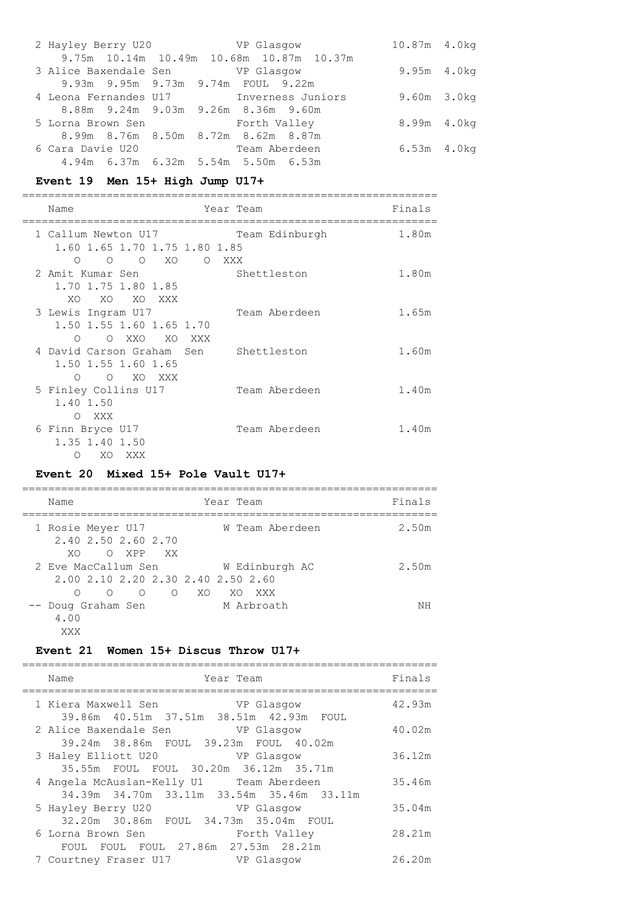```
  2 Hayley Berry U20            VP Glasgow              10.87m  4.0kg
     9.75m  10.14m  10.49m  10.68m  10.87m  10.37m
  3 Alice Baxendale Sen         VP Glasgow               9.95m  4.0kg
     9.93m  9.95m  9.73m  9.74m  FOUL  9.22m
  4 Leona Fernandes U17         Inverness Juniors        9.60m  3.0kg
     8.88m  9.24m  9.03m  9.26m  8.36m  9.60m
  5 Lorna Brown Sen             Forth Valley             8.99m  4.0kg
     8.99m  8.76m  8.50m  8.72m  8.62m  8.87m
  6 Cara Davie U20              Team Aberdeen            6.53m  4.0kg
     4.94m  6.37m  6.32m  5.54m  5.50m  6.53m
```

## Event 19 Men 15+ High Jump U17+

```
=================================================================
   Name                    Year Team                     Finals
=================================================================
  1 Callum Newton U17           Team Edinburgh            1.80m
     1.60 1.65 1.70 1.75 1.80 1.85
       O    O    O   XO    O  XXX
  2 Amit Kumar Sen              Shettleston               1.80m
     1.70 1.75 1.80 1.85
      XO   XO   XO  XXX
  3 Lewis Ingram U17            Team Aberdeen             1.65m
     1.50 1.55 1.60 1.65 1.70
       O    O  XXO   XO  XXX
  4 David Carson Graham  Sen    Shettleston               1.60m
     1.50 1.55 1.60 1.65
       O    O   XO  XXX
  5 Finley Collins U17          Team Aberdeen             1.40m
     1.40 1.50
       O  XXX
  6 Finn Bryce U17              Team Aberdeen             1.40m
     1.35 1.40 1.50
       O   XO  XXX
```

## Event 20 Mixed 15+ Pole Vault U17+

```
=================================================================
   Name                    Year Team                     Finals
=================================================================
  1 Rosie Meyer U17            W Team Aberdeen            2.50m
     2.40 2.50 2.60 2.70
      XO    O  XPP   XX
  2 Eve MacCallum Sen          W Edinburgh AC             2.50m
     2.00 2.10 2.20 2.30 2.40 2.50 2.60
       O    O    O    O   XO   XO  XXX
 -- Doug Graham Sen            M Arbroath                    NH
     4.00
      XXX
```

## Event 21 Women 15+ Discus Throw U17+

```
=================================================================
   Name                    Year Team                     Finals
=================================================================
  1 Kiera Maxwell Sen           VP Glasgow               42.93m
     39.86m  40.51m  37.51m  38.51m  42.93m  FOUL
  2 Alice Baxendale Sen         VP Glasgow               40.02m
     39.24m  38.86m  FOUL  39.23m  FOUL  40.02m
  3 Haley Elliott U20           VP Glasgow               36.12m
     35.55m  FOUL  FOUL  30.20m  36.12m  35.71m
  4 Angela McAuslan-Kelly U1    Team Aberdeen            35.46m
     34.39m  34.70m  33.11m  33.54m  35.46m  33.11m
  5 Hayley Berry U20            VP Glasgow               35.04m
     32.20m  30.86m  FOUL  34.73m  35.04m  FOUL
  6 Lorna Brown Sen             Forth Valley             28.21m
     FOUL  FOUL  FOUL  27.86m  27.53m  28.21m
  7 Courtney Fraser U17         VP Glasgow               26.20m
```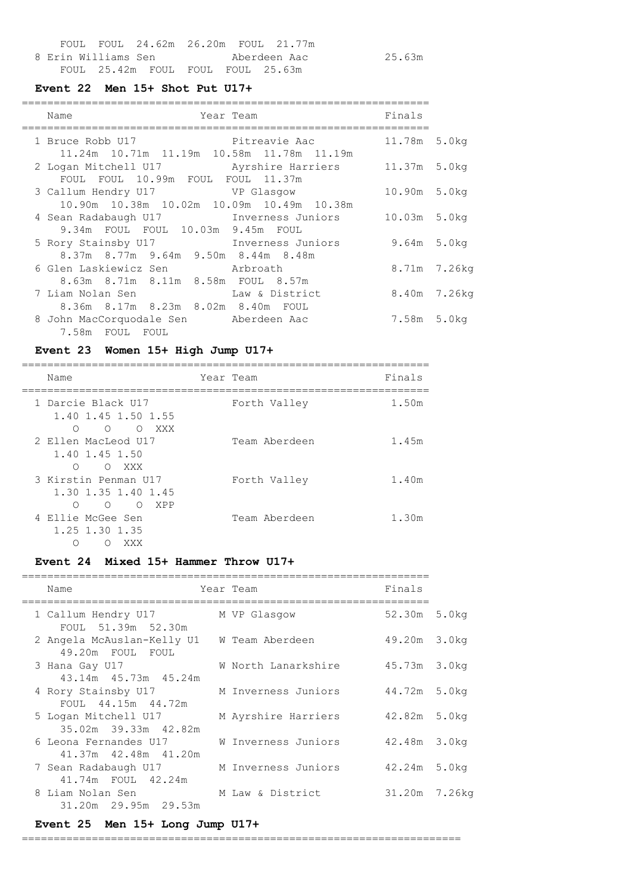FOUL FOUL 24.62m 26.20m FOUL 21.77m

8 Erin Williams Sen Aberdeen Aac 25.63m
FOUL 25.42m FOUL FOUL FOUL 25.63m

### Event 22 Men 15+ Shot Put U17+

| Name | Year Team | Finals | |
|---|---|---|---|
| 1 Bruce Robb U17 | Pitreavie Aac | 11.78m | 5.0kg |
| 11.24m 10.71m 11.19m 10.58m 11.78m 11.19m | | | |
| 2 Logan Mitchell U17 | Ayrshire Harriers | 11.37m | 5.0kg |
| FOUL FOUL 10.99m FOUL FOUL 11.37m | | | |
| 3 Callum Hendry U17 | VP Glasgow | 10.90m | 5.0kg |
| 10.90m 10.38m 10.02m 10.09m 10.49m 10.38m | | | |
| 4 Sean Radabaugh U17 | Inverness Juniors | 10.03m | 5.0kg |
| 9.34m FOUL FOUL 10.03m 9.45m FOUL | | | |
| 5 Rory Stainsby U17 | Inverness Juniors | 9.64m | 5.0kg |
| 8.37m 8.77m 9.64m 9.50m 8.44m 8.48m | | | |
| 6 Glen Laskiewicz Sen | Arbroath | 8.71m | 7.26kg |
| 8.63m 8.71m 8.11m 8.58m FOUL 8.57m | | | |
| 7 Liam Nolan Sen | Law & District | 8.40m | 7.26kg |
| 8.36m 8.17m 8.23m 8.02m 8.40m FOUL | | | |
| 8 John MacCorquodale Sen | Aberdeen Aac | 7.58m | 5.0kg |
| 7.58m FOUL FOUL | | | |

### Event 23 Women 15+ High Jump U17+

| Name | Year Team | Finals |
|---|---|---|
| 1 Darcie Black U17 | Forth Valley | 1.50m |
| 1.40 1.45 1.50 1.55 | | |
| O O O XXX | | |
| 2 Ellen MacLeod U17 | Team Aberdeen | 1.45m |
| 1.40 1.45 1.50 | | |
| O O XXX | | |
| 3 Kirstin Penman U17 | Forth Valley | 1.40m |
| 1.30 1.35 1.40 1.45 | | |
| O O O XPP | | |
| 4 Ellie McGee Sen | Team Aberdeen | 1.30m |
| 1.25 1.30 1.35 | | |
| O O XXX | | |

### Event 24 Mixed 15+ Hammer Throw U17+

| Name | Year Team | Finals | |
|---|---|---|---|
| 1 Callum Hendry U17 | M VP Glasgow | 52.30m | 5.0kg |
| FOUL 51.39m 52.30m | | | |
| 2 Angela McAuslan-Kelly U1 | W Team Aberdeen | 49.20m | 3.0kg |
| 49.20m FOUL FOUL | | | |
| 3 Hana Gay U17 | W North Lanarkshire | 45.73m | 3.0kg |
| 43.14m 45.73m 45.24m | | | |
| 4 Rory Stainsby U17 | M Inverness Juniors | 44.72m | 5.0kg |
| FOUL 44.15m 44.72m | | | |
| 5 Logan Mitchell U17 | M Ayrshire Harriers | 42.82m | 5.0kg |
| 35.02m 39.33m 42.82m | | | |
| 6 Leona Fernandes U17 | W Inverness Juniors | 42.48m | 3.0kg |
| 41.37m 42.48m 41.20m | | | |
| 7 Sean Radabaugh U17 | M Inverness Juniors | 42.24m | 5.0kg |
| 41.74m FOUL 42.24m | | | |
| 8 Liam Nolan Sen | M Law & District | 31.20m | 7.26kg |
| 31.20m 29.95m 29.53m | | | |

### Event 25 Men 15+ Long Jump U17+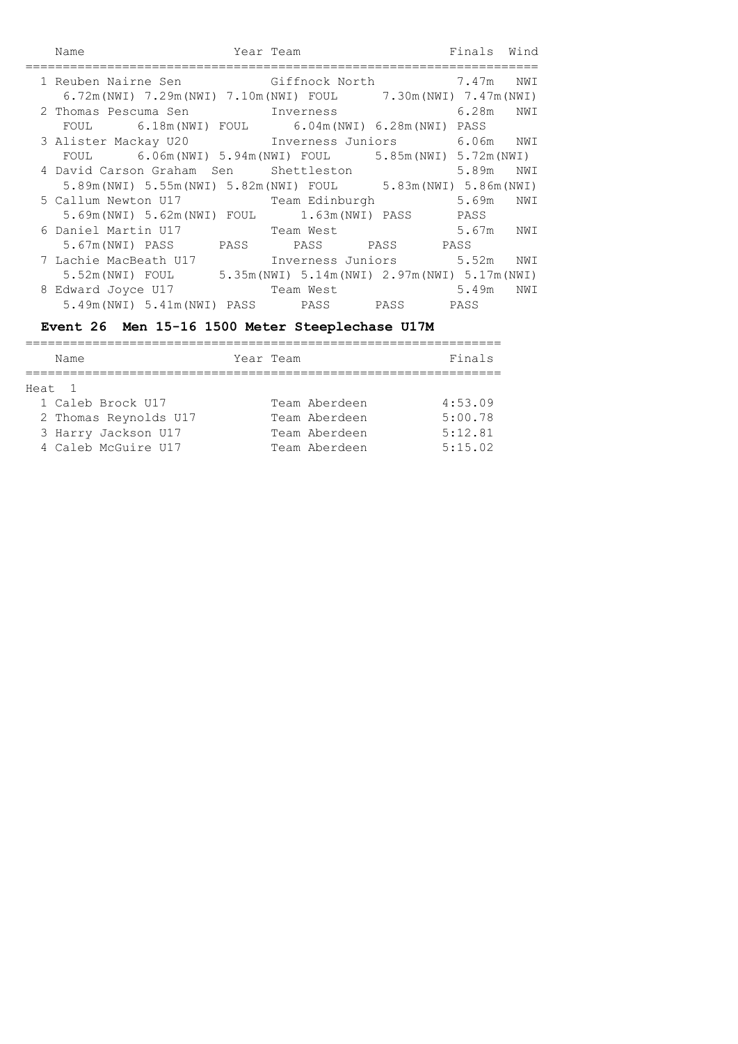| Name | Year | Team | Finals | Wind |
|---|---|---|---|---|
| 1 Reuben Nairne | Sen | Giffnock North | 7.47m | NWI |
| 6.72m(NWI) 7.29m(NWI) 7.10m(NWI) FOUL 7.30m(NWI) 7.47m(NWI) | | | | |
| 2 Thomas Pescuma | Sen | Inverness | 6.28m | NWI |
| FOUL 6.18m(NWI) FOUL 6.04m(NWI) 6.28m(NWI) PASS | | | | |
| 3 Alister Mackay | U20 | Inverness Juniors | 6.06m | NWI |
| FOUL 6.06m(NWI) 5.94m(NWI) FOUL 5.85m(NWI) 5.72m(NWI) | | | | |
| 4 David Carson Graham | Sen | Shettleston | 5.89m | NWI |
| 5.89m(NWI) 5.55m(NWI) 5.82m(NWI) FOUL 5.83m(NWI) 5.86m(NWI) | | | | |
| 5 Callum Newton | U17 | Team Edinburgh | 5.69m | NWI |
| 5.69m(NWI) 5.62m(NWI) FOUL 1.63m(NWI) PASS PASS | | | | |
| 6 Daniel Martin | U17 | Team West | 5.67m | NWI |
| 5.67m(NWI) PASS PASS PASS PASS PASS | | | | |
| 7 Lachie MacBeath | U17 | Inverness Juniors | 5.52m | NWI |
| 5.52m(NWI) FOUL 5.35m(NWI) 5.14m(NWI) 2.97m(NWI) 5.17m(NWI) | | | | |
| 8 Edward Joyce | U17 | Team West | 5.49m | NWI |
| 5.49m(NWI) 5.41m(NWI) PASS PASS PASS PASS | | | | |

## Event 26 Men 15-16 1500 Meter Steeplechase U17M

| Name | Year | Team | Finals |
|---|---|---|---|
| **Heat 1** | | | |
| 1 Caleb Brock | U17 | Team Aberdeen | 4:53.09 |
| 2 Thomas Reynolds | U17 | Team Aberdeen | 5:00.78 |
| 3 Harry Jackson | U17 | Team Aberdeen | 5:12.81 |
| 4 Caleb McGuire | U17 | Team Aberdeen | 5:15.02 |